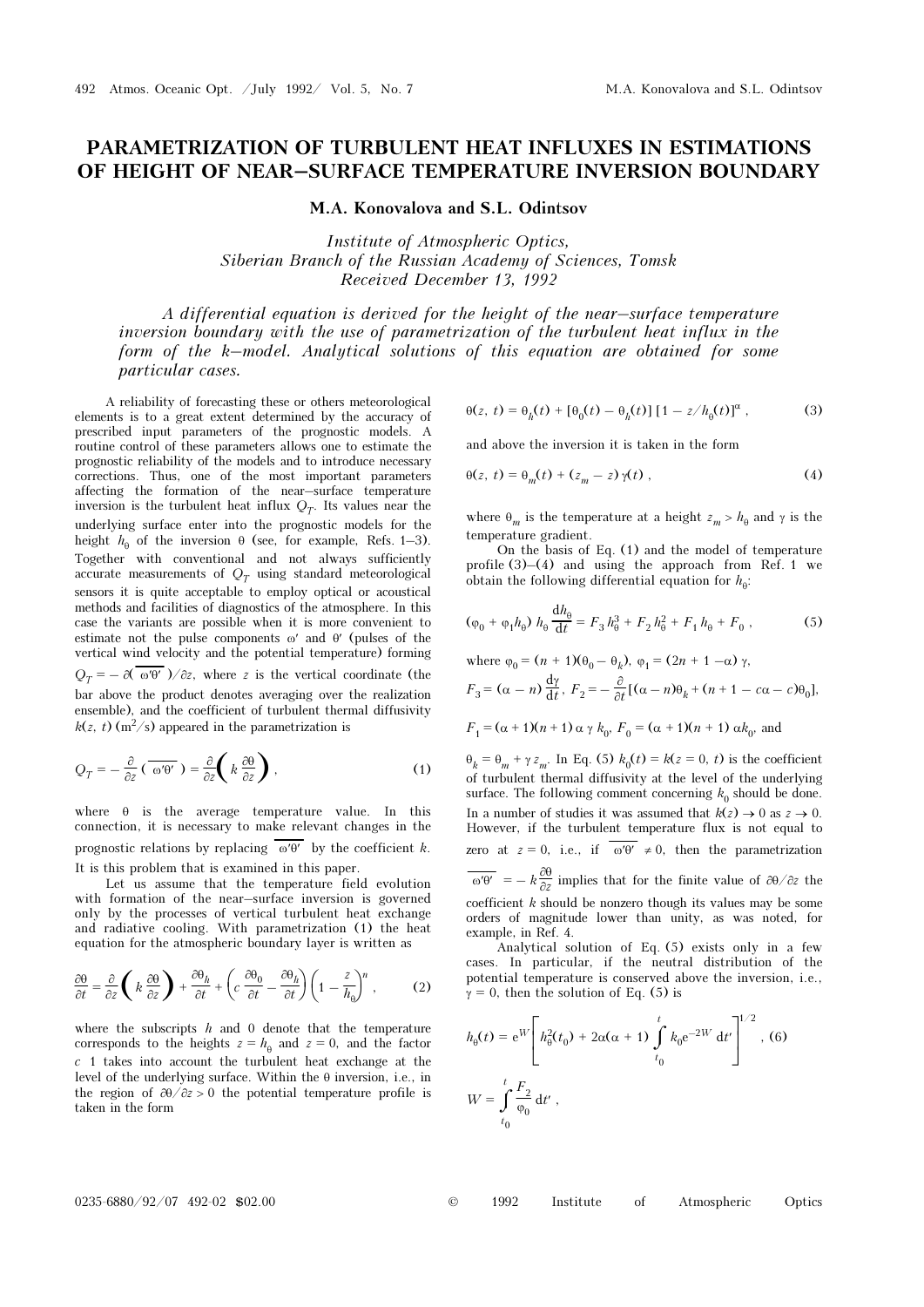# PARAMETRIZATION OF TURBULENT HEAT INFLUXES IN ESTIMATIONS OF HEIGHT OF NEAR–SURFACE TEMPERATURE INVERSION BOUNDARY

**M.A. Konovalova and S.L. Odintsov**

*Institute of Atmospheric Optics,*
*Siberian Branch of the Russian Academy of Sciences, Tomsk*
*Received December 13, 1992*

*A differential equation is derived for the height of the near–surface temperature inversion boundary with the use of parametrization of the turbulent heat influx in the form of the k–model. Analytical solutions of this equation are obtained for some particular cases.*

A reliability of forecasting these or others meteorological elements is to a great extent determined by the accuracy of prescribed input parameters of the prognostic models. A routine control of these parameters allows one to estimate the prognostic reliability of the models and to introduce necessary corrections. Thus, one of the most important parameters affecting the formation of the near–surface temperature inversion is the turbulent heat influx $Q_T$. Its values near the underlying surface enter into the prognostic models for the height $h_\theta$ of the inversion $\theta$ (see, for example, Refs. 1–3). Together with conventional and not always sufficiently accurate measurements of $Q_T$ using standard meteorological sensors it is quite acceptable to employ optical or acoustical methods and facilities of diagnostics of the atmosphere. In this case the variants are possible when it is more convenient to estimate not the pulse components $\omega'$ and $\theta'$ (pulses of the vertical wind velocity and the potential temperature) forming $Q_T = -\partial(\overline{\omega'\theta'})/\partial z$, where $z$ is the vertical coordinate (the bar above the product denotes averaging over the realization ensemble), and the coefficient of turbulent thermal diffusivity $k(z, t)$ (m$^2$/s) appeared in the parametrization is

$$Q_T = -\frac{\partial}{\partial z}(\overline{\omega'\theta'}) = \frac{\partial}{\partial z}\left(k\frac{\partial\theta}{\partial z}\right), \tag{1}$$

where $\theta$ is the average temperature value. In this connection, it is necessary to make relevant changes in the prognostic relations by replacing $\overline{\omega'\theta'}$ by the coefficient $k$. It is this problem that is examined in this paper.

Let us assume that the temperature field evolution with formation of the near–surface inversion is governed only by the processes of vertical turbulent heat exchange and radiative cooling. With parametrization (1) the heat equation for the atmospheric boundary layer is written as

$$\frac{\partial\theta}{\partial t} = \frac{\partial}{\partial z}\left(k\frac{\partial\theta}{\partial z}\right) + \frac{\partial\theta_h}{\partial t} + \left(c\frac{\partial\theta_0}{\partial t} - \frac{\partial\theta_h}{\partial t}\right)\left(1 - \frac{z}{h_\theta}\right)^n, \tag{2}$$

where the subscripts $h$ and 0 denote that the temperature corresponds to the heights $z = h_\theta$ and $z = 0$, and the factor $c$ 1 takes into account the turbulent heat exchange at the level of the underlying surface. Within the $\theta$ inversion, i.e., in the region of $\partial\theta/\partial z > 0$ the potential temperature profile is taken in the form

$$\theta(z, t) = \theta_h(t) + [\theta_0(t) - \theta_h(t)]\,[1 - z/h_\theta(t)]^\alpha, \tag{3}$$

and above the inversion it is taken in the form

$$\theta(z, t) = \theta_m(t) + (z_m - z)\,\gamma(t), \tag{4}$$

where $\theta_m$ is the temperature at a height $z_m > h_\theta$ and $\gamma$ is the temperature gradient.

On the basis of Eq. (1) and the model of temperature profile (3)–(4) and using the approach from Ref. 1 we obtain the following differential equation for $h_\theta$:

$$(\varphi_0 + \varphi_1 h_\theta)\,h_\theta\frac{dh_\theta}{dt} = F_3 h_\theta^3 + F_2 h_\theta^2 + F_1 h_\theta + F_0, \tag{5}$$

where $\varphi_0 = (n + 1)(\theta_0 - \theta_k)$, $\varphi_1 = (2n + 1 - \alpha)\,\gamma$,

$F_3 = (\alpha - n)\dfrac{d\gamma}{dt}$, $F_2 = -\dfrac{\partial}{\partial t}[(\alpha - n)\theta_k + (n + 1 - c\alpha - c)\theta_0]$,

$F_1 = (\alpha + 1)(n + 1)\,\alpha\,\gamma\,k_0$, $F_0 = (\alpha + 1)(n + 1)\,\alpha k_0$, and

$\theta_k = \theta_m + \gamma\,z_m$. In Eq. (5) $k_0(t) = k(z = 0, t)$ is the coefficient of turbulent thermal diffusivity at the level of the underlying surface. The following comment concerning $k_0$ should be done. In a number of studies it was assumed that $k(z) \to 0$ as $z \to 0$. However, if the turbulent temperature flux is not equal to zero at $z = 0$, i.e., if $\overline{\omega'\theta'} \neq 0$, then the parametrization $\overline{\omega'\theta'} = -k\dfrac{\partial\theta}{\partial z}$ implies that for the finite value of $\partial\theta/\partial z$ the coefficient $k$ should be nonzero though its values may be some orders of magnitude lower than unity, as was noted, for example, in Ref. 4.

Analytical solution of Eq. (5) exists only in a few cases. In particular, if the neutral distribution of the potential temperature is conserved above the inversion, i.e., $\gamma = 0$, then the solution of Eq. (5) is

$$h_\theta(t) = e^W\left[h_\theta^2(t_0) + 2\alpha(\alpha + 1)\int_{t_0}^{t} k_0 e^{-2W}\,dt'\right]^{1/2}, \tag{6}$$

$$W = \int_{t_0}^{t}\frac{F_2}{\varphi_0}\,dt',$$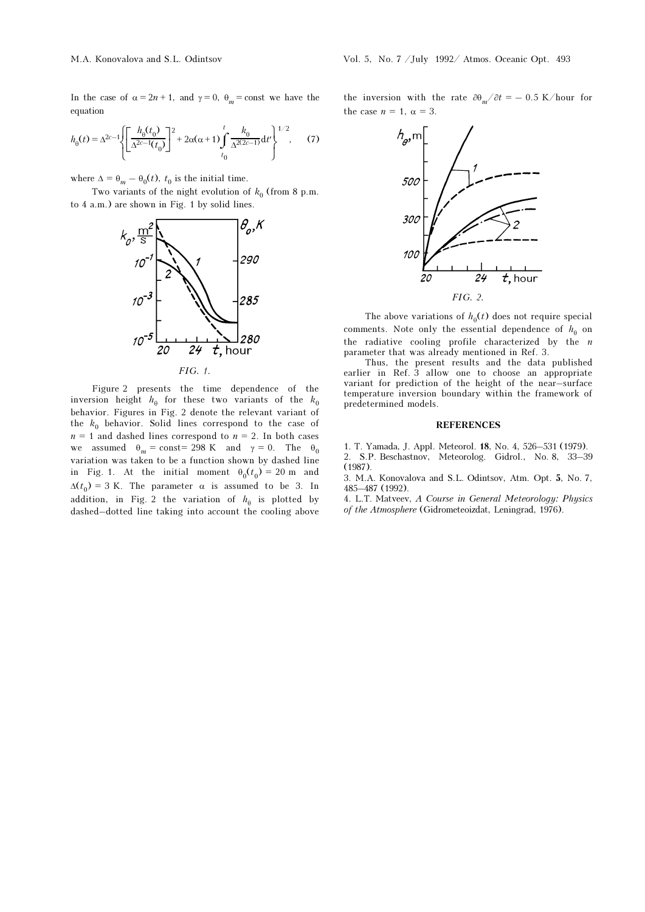In the case of $\alpha = 2n + 1$, and $\gamma = 0$, $\theta_m = \text{const}$ we have the equation

$$h_\theta(t) = \Delta^{2c-1}\left\{\left[\frac{h_\theta(t_0)}{\Delta^{2c-1}(t_0)}\right]^2 + 2\alpha(\alpha+1)\int_{t_0}^{t}\frac{k_0}{\Delta^{2(2c-1)}}\mathrm{d}t'\right\}^{1/2}, \quad (7)$$

where $\Delta = \theta_m - \theta_0(t)$, $t_0$ is the initial time.

Two variants of the night evolution of $k_0$ (from 8 p.m. to 4 a.m.) are shown in Fig. 1 by solid lines.

$k_0$, m²/s
$\theta_0$, K
$10^{-1}$
$10^{-3}$
$10^{-5}$
290
285
280
1
2
20
24
$t$, hour

*FIG. 1.*

Figure 2 presents the time dependence of the inversion height $h_\theta$ for these two variants of the $k_0$ behavior. Figures in Fig. 2 denote the relevant variant of the $k_0$ behavior. Solid lines correspond to the case of $n = 1$ and dashed lines correspond to $n = 2$. In both cases we assumed $\theta_m = \text{const} = 298$ K and $\gamma = 0$. The $\theta_0$ variation was taken to be a function shown by dashed line in Fig. 1. At the initial moment $\theta_0(t_0) = 20$ m and $\Delta(t_0) = 3$ K. The parameter $\alpha$ is assumed to be 3. In addition, in Fig. 2 the variation of $h_\theta$ is plotted by dashed–dotted line taking into account the cooling above the inversion with the rate $\partial\theta_m/\partial t = -0.5$ K/hour for the case $n = 1$, $\alpha = 3$.

$h_\theta$, m
500
300
100
1
2
20
24
$t$, hour

*FIG. 2.*

The above variations of $h_\theta(t)$ does not require special comments. Note only the essential dependence of $h_\theta$ on the radiative cooling profile characterized by the $n$ parameter that was already mentioned in Ref. 3.

Thus, the present results and the data published earlier in Ref. 3 allow one to choose an appropriate variant for prediction of the height of the near–surface temperature inversion boundary within the framework of predetermined models.

## REFERENCES

1. T. Yamada, J. Appl. Meteorol. **18**, No. 4, 526–531 (1979).
2. S.P. Beschastnov, Meteorolog. Gidrol., No. 8, 33–39 (1987).
3. M.A. Konovalova and S.L. Odintsov, Atm. Opt. **5**, No. 7, 485–487 (1992).
4. L.T. Matveev, *A Course in General Meteorology: Physics of the Atmosphere* (Gidrometeoizdat, Leningrad, 1976).